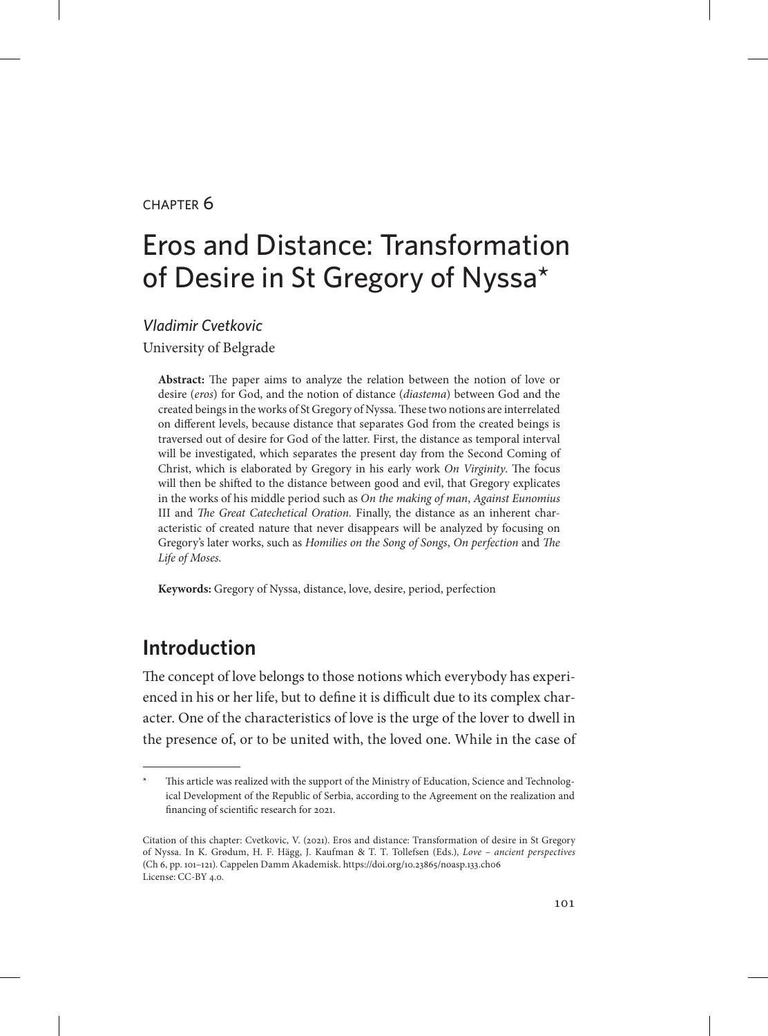CHAPTER 6

# Eros and Distance: Transformation of Desire in St Gregory of Nyssa*

*Vladimir Cvetkovic*

University of Belgrade

**Abstract:** The paper aims to analyze the relation between the notion of love or desire (*eros*) for God, and the notion of distance (*diastema*) between God and the created beings in the works of St Gregory of Nyssa. These two notions are interrelated on different levels, because distance that separates God from the created beings is traversed out of desire for God of the latter. First, the distance as temporal interval will be investigated, which separates the present day from the Second Coming of Christ, which is elaborated by Gregory in his early work *On Virginity*. The focus will then be shifted to the distance between good and evil, that Gregory explicates in the works of his middle period such as *On the making of man*, *Against Eunomius* III and *The Great Catechetical Oration.* Finally, the distance as an inherent characteristic of created nature that never disappears will be analyzed by focusing on Gregory's later works, such as *Homilies on the Song of Songs*, *On perfection* and *The Life of Moses.*

**Keywords:** Gregory of Nyssa, distance, love, desire, period, perfection

## Introduction

The concept of love belongs to those notions which everybody has experienced in his or her life, but to define it is difficult due to its complex character. One of the characteristics of love is the urge of the lover to dwell in the presence of, or to be united with, the loved one. While in the case of

---

\* This article was realized with the support of the Ministry of Education, Science and Technological Development of the Republic of Serbia, according to the Agreement on the realization and financing of scientific research for 2021.

Citation of this chapter: Cvetkovic, V. (2021). Eros and distance: Transformation of desire in St Gregory of Nyssa. In K. Grødum, H. F. Hägg, J. Kaufman & T. T. Tollefsen (Eds.), *Love – ancient perspectives* (Ch 6, pp. 101–121). Cappelen Damm Akademisk. https://doi.org/10.23865/noasp.133.ch06
License: CC-BY 4.0.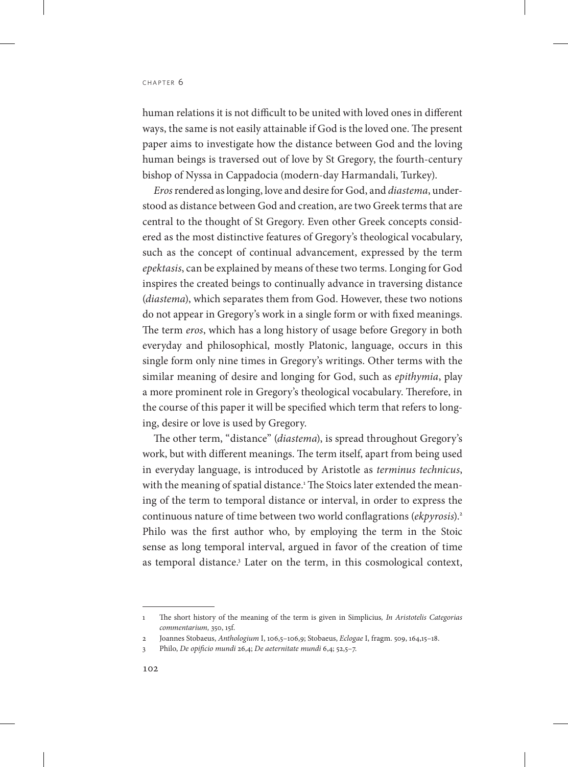human relations it is not difficult to be united with loved ones in different ways, the same is not easily attainable if God is the loved one. The present paper aims to investigate how the distance between God and the loving human beings is traversed out of love by St Gregory, the fourth-century bishop of Nyssa in Cappadocia (modern-day Harmandali, Turkey).

*Eros* rendered as longing, love and desire for God, and *diastema*, understood as distance between God and creation, are two Greek terms that are central to the thought of St Gregory. Even other Greek concepts considered as the most distinctive features of Gregory's theological vocabulary, such as the concept of continual advancement, expressed by the term *epektasis*, can be explained by means of these two terms. Longing for God inspires the created beings to continually advance in traversing distance (*diastema*), which separates them from God. However, these two notions do not appear in Gregory's work in a single form or with fixed meanings. The term *eros*, which has a long history of usage before Gregory in both everyday and philosophical, mostly Platonic, language, occurs in this single form only nine times in Gregory's writings. Other terms with the similar meaning of desire and longing for God, such as *epithymia*, play a more prominent role in Gregory's theological vocabulary. Therefore, in the course of this paper it will be specified which term that refers to longing, desire or love is used by Gregory.

The other term, "distance" (*diastema*), is spread throughout Gregory's work, but with different meanings. The term itself, apart from being used in everyday language, is introduced by Aristotle as *terminus technicus*, with the meaning of spatial distance.[1] The Stoics later extended the meaning of the term to temporal distance or interval, in order to express the continuous nature of time between two world conflagrations (*ekpyrosis*).[2] Philo was the first author who, by employing the term in the Stoic sense as long temporal interval, argued in favor of the creation of time as temporal distance.[3] Later on the term, in this cosmological context,

---

1 The short history of the meaning of the term is given in Simplicius, *In Aristotelis Categorias commentarium*, 350, 15f.

2 Joannes Stobaeus, *Anthologium* I, 106,5–106,9; Stobaeus, *Eclogae* I, fragm. 509, 164,15–18.

3 Philo, *De opificio mundi* 26,4; *De aeternitate mundi* 6,4; 52,5–7.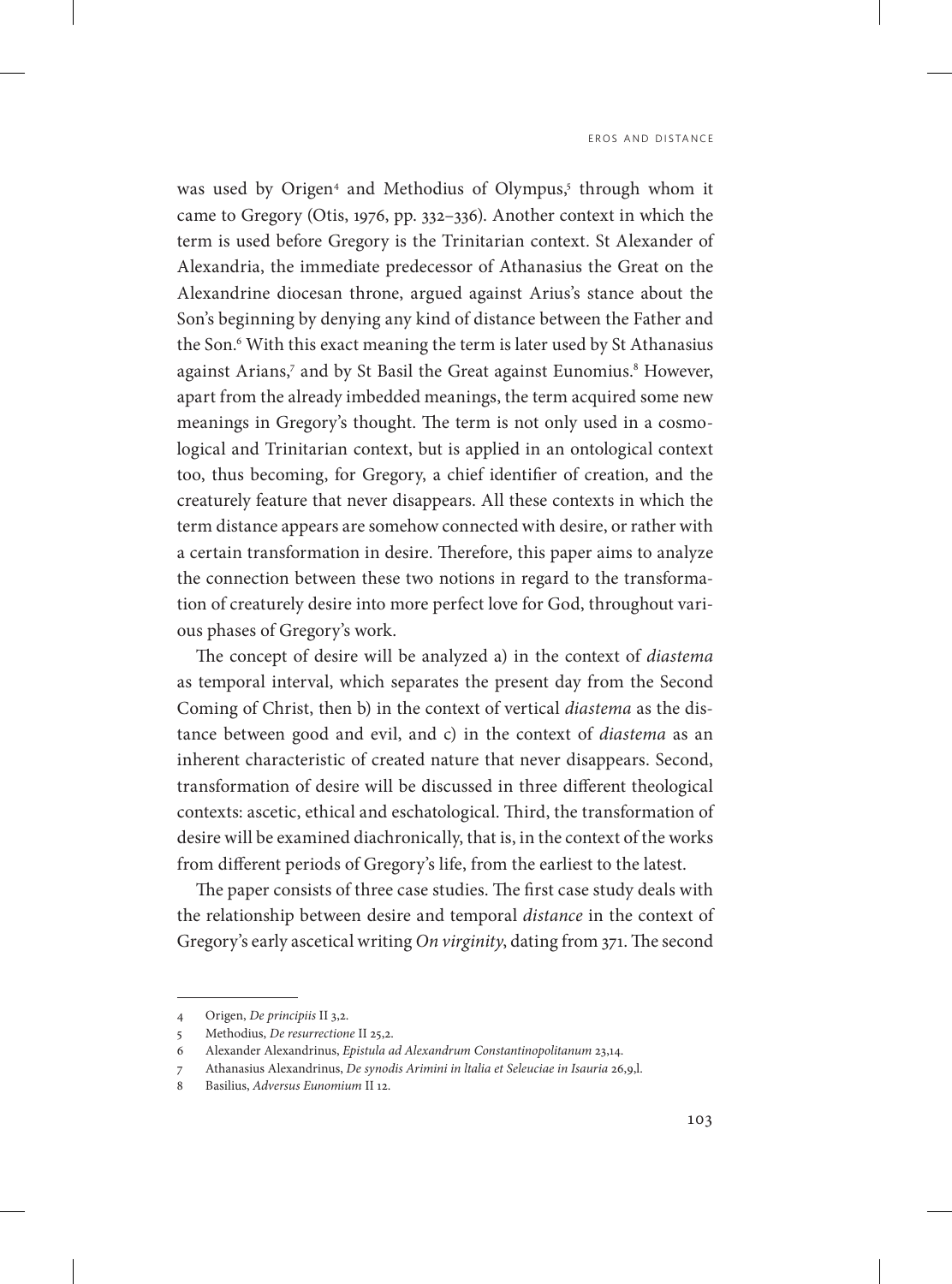was used by Origen[4] and Methodius of Olympus,[5] through whom it came to Gregory (Otis, 1976, pp. 332–336). Another context in which the term is used before Gregory is the Trinitarian context. St Alexander of Alexandria, the immediate predecessor of Athanasius the Great on the Alexandrine diocesan throne, argued against Arius's stance about the Son's beginning by denying any kind of distance between the Father and the Son.[6] With this exact meaning the term is later used by St Athanasius against Arians,[7] and by St Basil the Great against Eunomius.[8] However, apart from the already imbedded meanings, the term acquired some new meanings in Gregory's thought. The term is not only used in a cosmological and Trinitarian context, but is applied in an ontological context too, thus becoming, for Gregory, a chief identifier of creation, and the creaturely feature that never disappears. All these contexts in which the term distance appears are somehow connected with desire, or rather with a certain transformation in desire. Therefore, this paper aims to analyze the connection between these two notions in regard to the transformation of creaturely desire into more perfect love for God, throughout various phases of Gregory's work.

The concept of desire will be analyzed a) in the context of *diastema* as temporal interval, which separates the present day from the Second Coming of Christ, then b) in the context of vertical *diastema* as the distance between good and evil, and c) in the context of *diastema* as an inherent characteristic of created nature that never disappears. Second, transformation of desire will be discussed in three different theological contexts: ascetic, ethical and eschatological. Third, the transformation of desire will be examined diachronically, that is, in the context of the works from different periods of Gregory's life, from the earliest to the latest.

The paper consists of three case studies. The first case study deals with the relationship between desire and temporal *distance* in the context of Gregory's early ascetical writing *On virginity*, dating from 371. The second

---

4 Origen, *De principiis* II 3,2.

5 Methodius, *De resurrectione* II 25,2.

6 Alexander Alexandrinus, *Epistula ad Alexandrum Constantinopolitanum* 23,14.

7 Athanasius Alexandrinus, *De synodis Arimini in ltalia et Seleuciae in Isauria* 26,9,l.

8 Basilius, *Adversus Eunomium* II 12.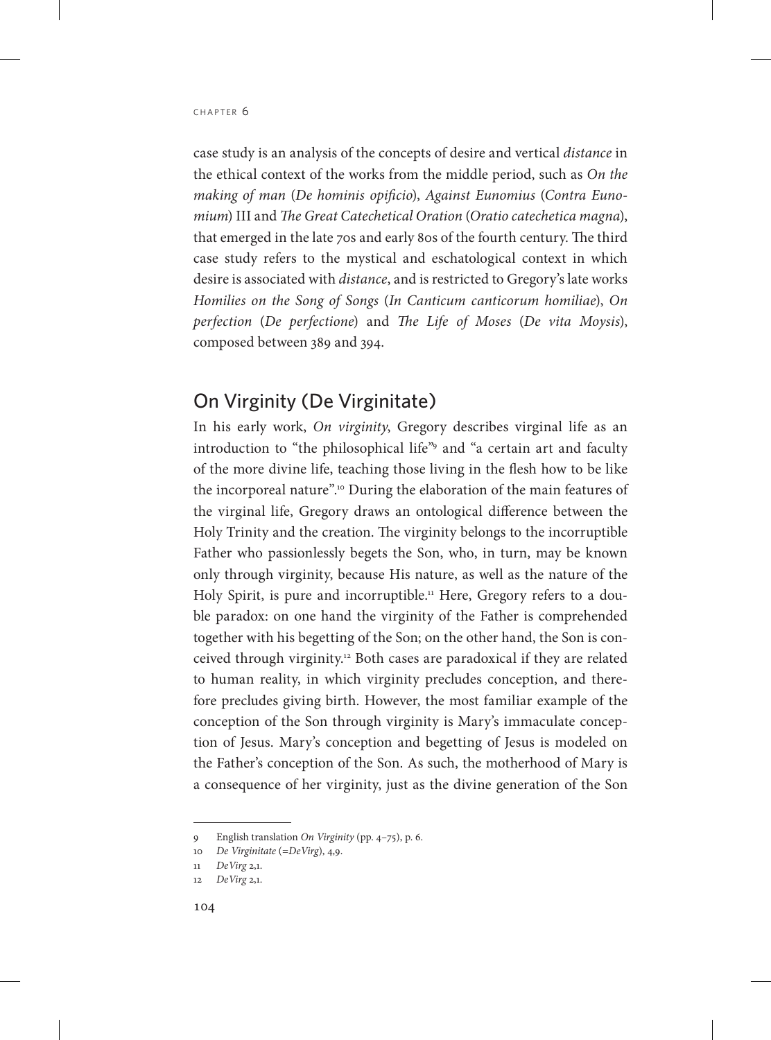case study is an analysis of the concepts of desire and vertical *distance* in the ethical context of the works from the middle period, such as *On the making of man* (*De hominis opificio*), *Against Eunomius* (*Contra Eunomium*) III and *The Great Catechetical Oration* (*Oratio catechetica magna*), that emerged in the late 70s and early 80s of the fourth century. The third case study refers to the mystical and eschatological context in which desire is associated with *distance*, and is restricted to Gregory's late works *Homilies on the Song of Songs* (*In Canticum canticorum homiliae*), *On perfection* (*De perfectione*) and *The Life of Moses* (*De vita Moysis*), composed between 389 and 394.

## On Virginity (De Virginitate)

In his early work, *On virginity*, Gregory describes virginal life as an introduction to "the philosophical life"[9] and "a certain art and faculty of the more divine life, teaching those living in the flesh how to be like the incorporeal nature".[10] During the elaboration of the main features of the virginal life, Gregory draws an ontological difference between the Holy Trinity and the creation. The virginity belongs to the incorruptible Father who passionlessly begets the Son, who, in turn, may be known only through virginity, because His nature, as well as the nature of the Holy Spirit, is pure and incorruptible.[11] Here, Gregory refers to a double paradox: on one hand the virginity of the Father is comprehended together with his begetting of the Son; on the other hand, the Son is conceived through virginity.[12] Both cases are paradoxical if they are related to human reality, in which virginity precludes conception, and therefore precludes giving birth. However, the most familiar example of the conception of the Son through virginity is Mary's immaculate conception of Jesus. Mary's conception and begetting of Jesus is modeled on the Father's conception of the Son. As such, the motherhood of Mary is a consequence of her virginity, just as the divine generation of the Son

---

9 English translation *On Virginity* (pp. 4–75), p. 6.

10 *De Virginitate* (=*DeVirg*), 4,9.

11 *DeVirg* 2,1.

12 *DeVirg* 2,1.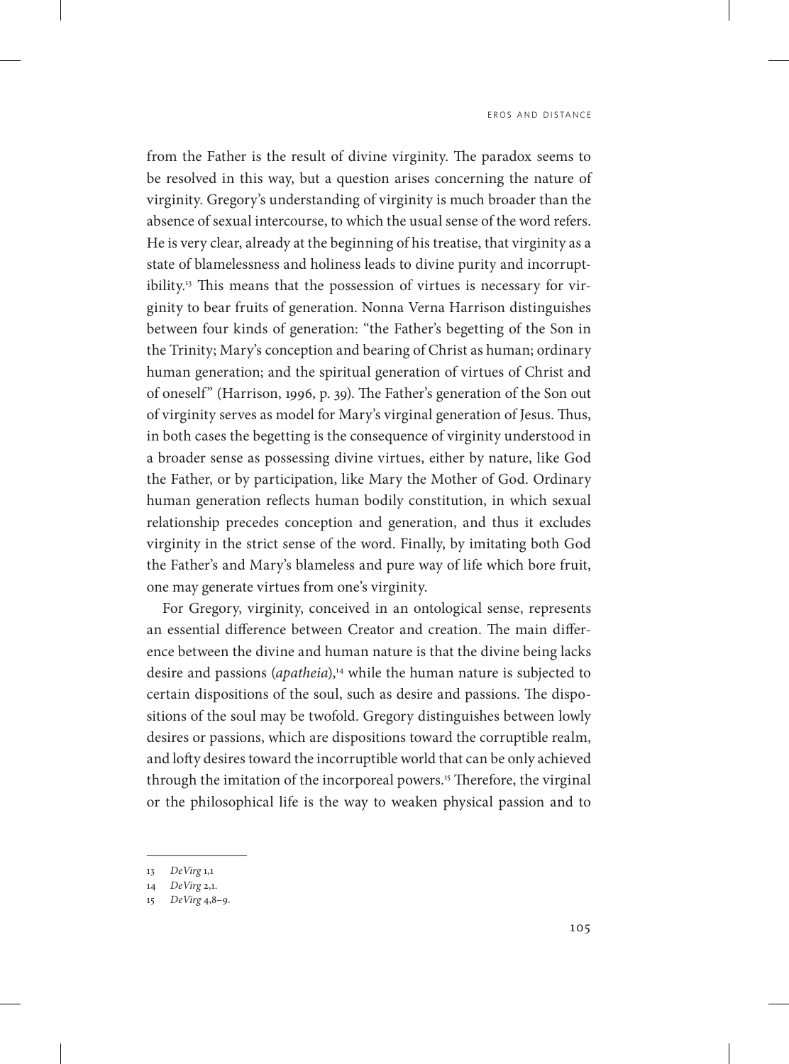from the Father is the result of divine virginity. The paradox seems to be resolved in this way, but a question arises concerning the nature of virginity. Gregory's understanding of virginity is much broader than the absence of sexual intercourse, to which the usual sense of the word refers. He is very clear, already at the beginning of his treatise, that virginity as a state of blamelessness and holiness leads to divine purity and incorruptibility.[13] This means that the possession of virtues is necessary for virginity to bear fruits of generation. Nonna Verna Harrison distinguishes between four kinds of generation: "the Father's begetting of the Son in the Trinity; Mary's conception and bearing of Christ as human; ordinary human generation; and the spiritual generation of virtues of Christ and of oneself" (Harrison, 1996, p. 39). The Father's generation of the Son out of virginity serves as model for Mary's virginal generation of Jesus. Thus, in both cases the begetting is the consequence of virginity understood in a broader sense as possessing divine virtues, either by nature, like God the Father, or by participation, like Mary the Mother of God. Ordinary human generation reflects human bodily constitution, in which sexual relationship precedes conception and generation, and thus it excludes virginity in the strict sense of the word. Finally, by imitating both God the Father's and Mary's blameless and pure way of life which bore fruit, one may generate virtues from one's virginity.

For Gregory, virginity, conceived in an ontological sense, represents an essential difference between Creator and creation. The main difference between the divine and human nature is that the divine being lacks desire and passions (*apatheia*),[14] while the human nature is subjected to certain dispositions of the soul, such as desire and passions. The dispositions of the soul may be twofold. Gregory distinguishes between lowly desires or passions, which are dispositions toward the corruptible realm, and lofty desires toward the incorruptible world that can be only achieved through the imitation of the incorporeal powers.[15] Therefore, the virginal or the philosophical life is the way to weaken physical passion and to

---

13 *DeVirg* 1,1

14 *DeVirg* 2,1.

15 *DeVirg* 4,8–9.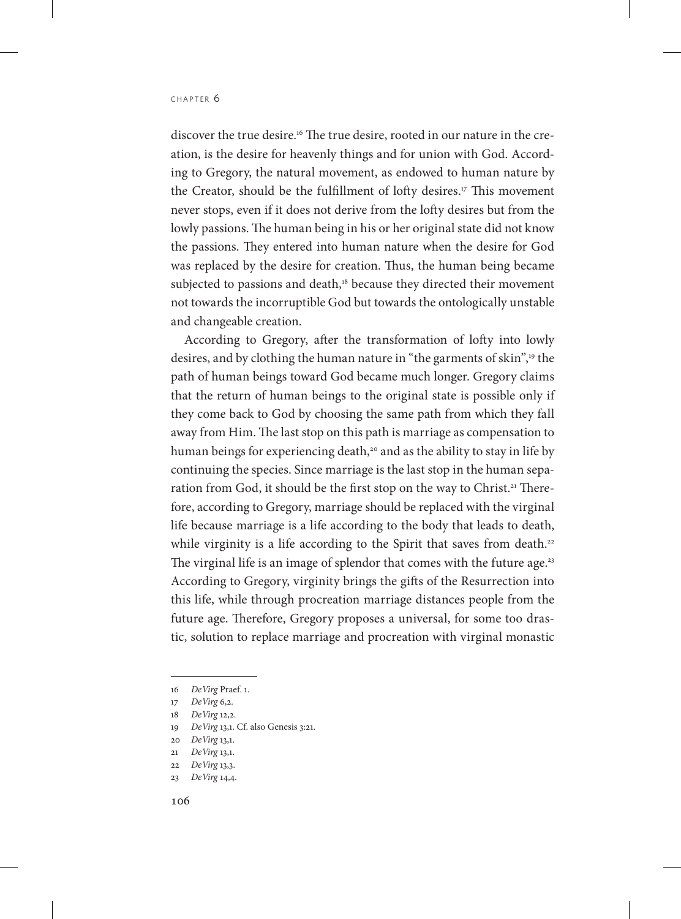discover the true desire.[16] The true desire, rooted in our nature in the creation, is the desire for heavenly things and for union with God. According to Gregory, the natural movement, as endowed to human nature by the Creator, should be the fulfillment of lofty desires.[17] This movement never stops, even if it does not derive from the lofty desires but from the lowly passions. The human being in his or her original state did not know the passions. They entered into human nature when the desire for God was replaced by the desire for creation. Thus, the human being became subjected to passions and death,[18] because they directed their movement not towards the incorruptible God but towards the ontologically unstable and changeable creation.

According to Gregory, after the transformation of lofty into lowly desires, and by clothing the human nature in "the garments of skin",[19] the path of human beings toward God became much longer. Gregory claims that the return of human beings to the original state is possible only if they come back to God by choosing the same path from which they fall away from Him. The last stop on this path is marriage as compensation to human beings for experiencing death,[20] and as the ability to stay in life by continuing the species. Since marriage is the last stop in the human separation from God, it should be the first stop on the way to Christ.[21] Therefore, according to Gregory, marriage should be replaced with the virginal life because marriage is a life according to the body that leads to death, while virginity is a life according to the Spirit that saves from death.[22] The virginal life is an image of splendor that comes with the future age.[23] According to Gregory, virginity brings the gifts of the Resurrection into this life, while through procreation marriage distances people from the future age. Therefore, Gregory proposes a universal, for some too drastic, solution to replace marriage and procreation with virginal monastic

---

16 *De Virg* Praef. 1.

17 *De Virg* 6,2.

18 *De Virg* 12,2.

19 *De Virg* 13,1. Cf. also Genesis 3:21.

20 *De Virg* 13,1.

21 *De Virg* 13,1.

22 *De Virg* 13,3.

23 *De Virg* 14,4.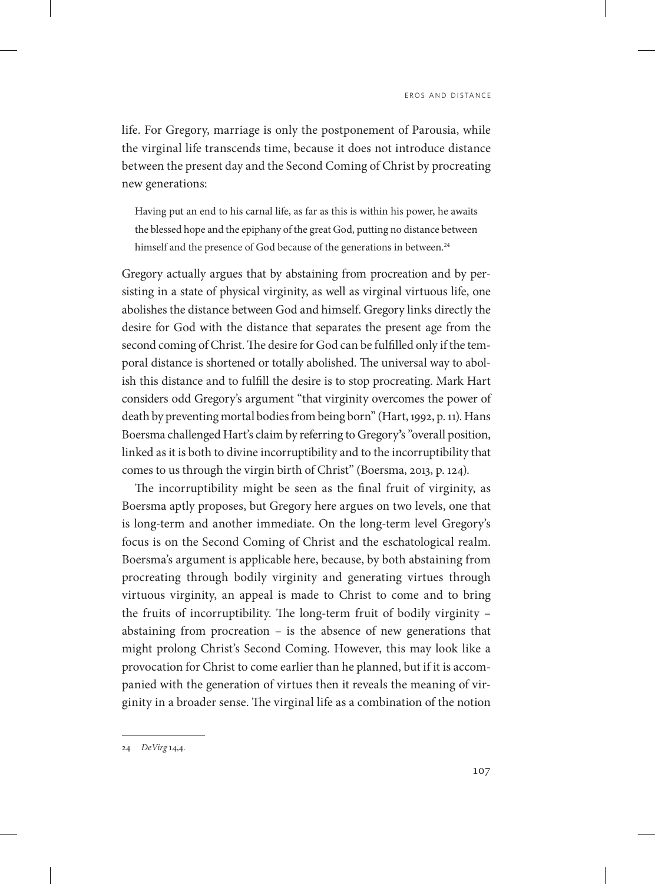life. For Gregory, marriage is only the postponement of Parousia, while the virginal life transcends time, because it does not introduce distance between the present day and the Second Coming of Christ by procreating new generations:

> Having put an end to his carnal life, as far as this is within his power, he awaits the blessed hope and the epiphany of the great God, putting no distance between himself and the presence of God because of the generations in between.[24]

Gregory actually argues that by abstaining from procreation and by persisting in a state of physical virginity, as well as virginal virtuous life, one abolishes the distance between God and himself. Gregory links directly the desire for God with the distance that separates the present age from the second coming of Christ. The desire for God can be fulfilled only if the temporal distance is shortened or totally abolished. The universal way to abolish this distance and to fulfill the desire is to stop procreating. Mark Hart considers odd Gregory's argument "that virginity overcomes the power of death by preventing mortal bodies from being born" (Hart, 1992, p. 11). Hans Boersma challenged Hart's claim by referring to Gregory's "overall position, linked as it is both to divine incorruptibility and to the incorruptibility that comes to us through the virgin birth of Christ" (Boersma, 2013, p. 124).

The incorruptibility might be seen as the final fruit of virginity, as Boersma aptly proposes, but Gregory here argues on two levels, one that is long-term and another immediate. On the long-term level Gregory's focus is on the Second Coming of Christ and the eschatological realm. Boersma's argument is applicable here, because, by both abstaining from procreating through bodily virginity and generating virtues through virtuous virginity, an appeal is made to Christ to come and to bring the fruits of incorruptibility. The long-term fruit of bodily virginity – abstaining from procreation – is the absence of new generations that might prolong Christ's Second Coming. However, this may look like a provocation for Christ to come earlier than he planned, but if it is accompanied with the generation of virtues then it reveals the meaning of virginity in a broader sense. The virginal life as a combination of the notion

---

24 *DeVirg* 14,4.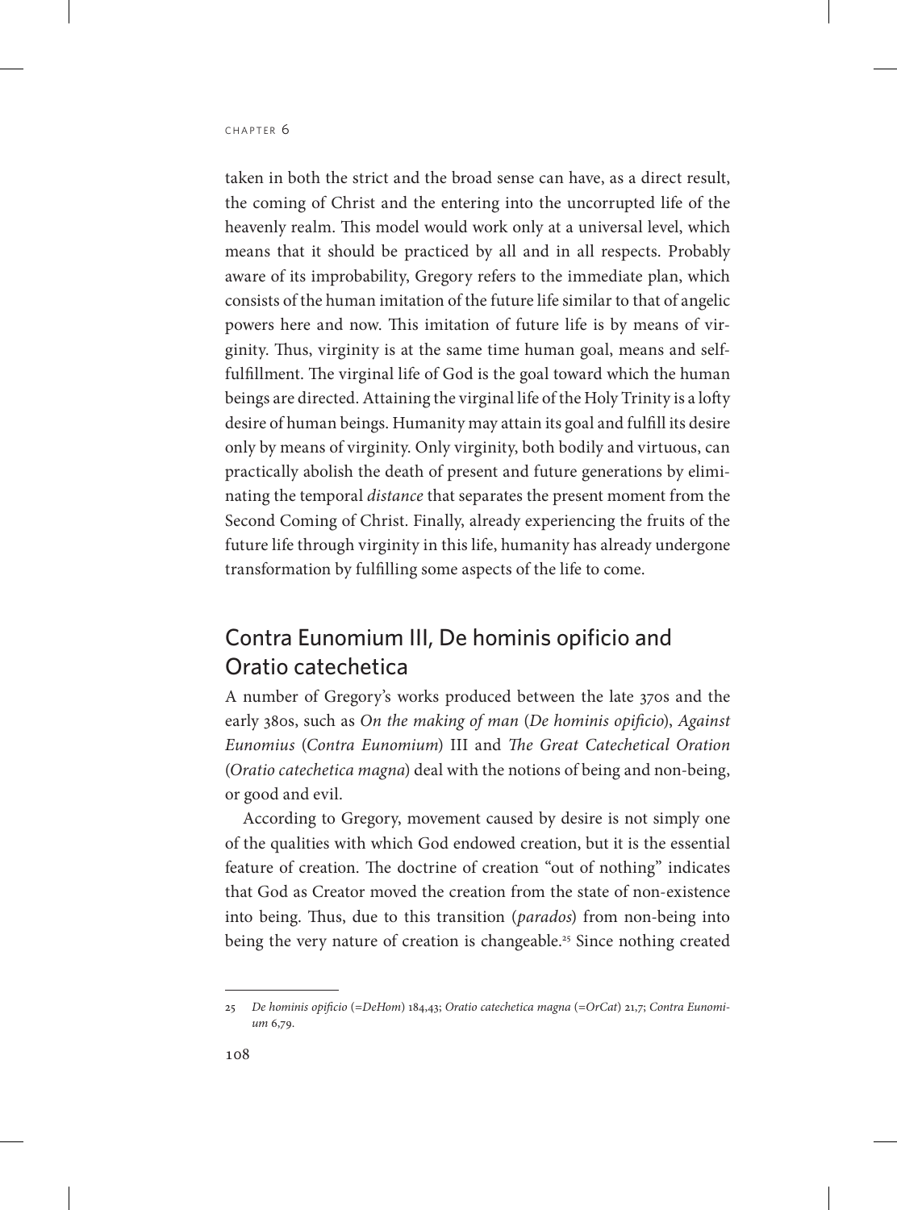taken in both the strict and the broad sense can have, as a direct result, the coming of Christ and the entering into the uncorrupted life of the heavenly realm. This model would work only at a universal level, which means that it should be practiced by all and in all respects. Probably aware of its improbability, Gregory refers to the immediate plan, which consists of the human imitation of the future life similar to that of angelic powers here and now. This imitation of future life is by means of virginity. Thus, virginity is at the same time human goal, means and self-fulfillment. The virginal life of God is the goal toward which the human beings are directed. Attaining the virginal life of the Holy Trinity is a lofty desire of human beings. Humanity may attain its goal and fulfill its desire only by means of virginity. Only virginity, both bodily and virtuous, can practically abolish the death of present and future generations by eliminating the temporal *distance* that separates the present moment from the Second Coming of Christ. Finally, already experiencing the fruits of the future life through virginity in this life, humanity has already undergone transformation by fulfilling some aspects of the life to come.

## Contra Eunomium III, De hominis opificio and Oratio catechetica

A number of Gregory's works produced between the late 370s and the early 380s, such as *On the making of man* (*De hominis opificio*), *Against Eunomius* (*Contra Eunomium*) III and *The Great Catechetical Oration* (*Oratio catechetica magna*) deal with the notions of being and non-being, or good and evil.

According to Gregory, movement caused by desire is not simply one of the qualities with which God endowed creation, but it is the essential feature of creation. The doctrine of creation "out of nothing" indicates that God as Creator moved the creation from the state of non-existence into being. Thus, due to this transition (*parados*) from non-being into being the very nature of creation is changeable.[25] Since nothing created

---

25 *De hominis opificio* (=*DeHom*) 184,43; *Oratio catechetica magna* (=*OrCat*) 21,7; *Contra Eunomium* 6,79.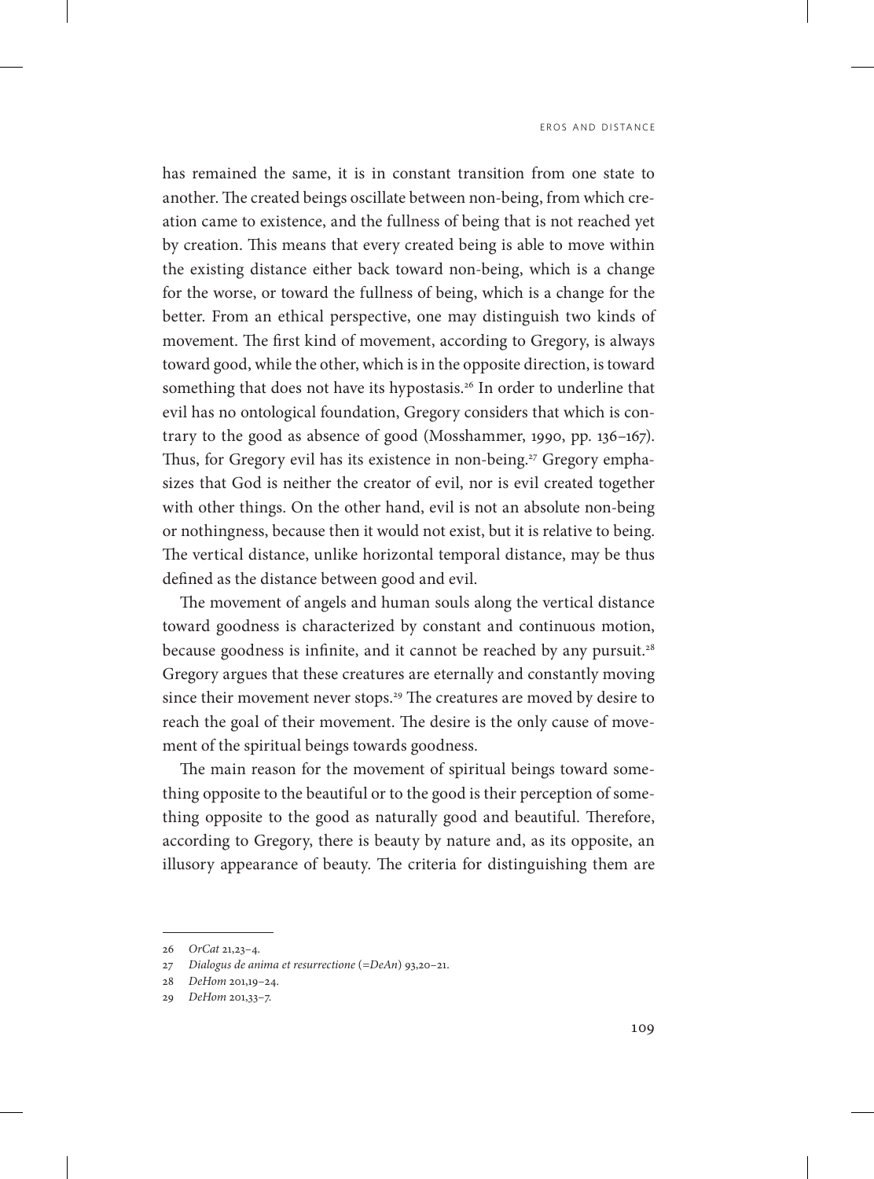has remained the same, it is in constant transition from one state to another. The created beings oscillate between non-being, from which creation came to existence, and the fullness of being that is not reached yet by creation. This means that every created being is able to move within the existing distance either back toward non-being, which is a change for the worse, or toward the fullness of being, which is a change for the better. From an ethical perspective, one may distinguish two kinds of movement. The first kind of movement, according to Gregory, is always toward good, while the other, which is in the opposite direction, is toward something that does not have its hypostasis.[26] In order to underline that evil has no ontological foundation, Gregory considers that which is contrary to the good as absence of good (Mosshammer, 1990, pp. 136–167). Thus, for Gregory evil has its existence in non-being.[27] Gregory emphasizes that God is neither the creator of evil, nor is evil created together with other things. On the other hand, evil is not an absolute non-being or nothingness, because then it would not exist, but it is relative to being. The vertical distance, unlike horizontal temporal distance, may be thus defined as the distance between good and evil.

The movement of angels and human souls along the vertical distance toward goodness is characterized by constant and continuous motion, because goodness is infinite, and it cannot be reached by any pursuit.[28] Gregory argues that these creatures are eternally and constantly moving since their movement never stops.[29] The creatures are moved by desire to reach the goal of their movement. The desire is the only cause of movement of the spiritual beings towards goodness.

The main reason for the movement of spiritual beings toward something opposite to the beautiful or to the good is their perception of something opposite to the good as naturally good and beautiful. Therefore, according to Gregory, there is beauty by nature and, as its opposite, an illusory appearance of beauty. The criteria for distinguishing them are

---

26 *OrCat* 21,23–4.

27 *Dialogus de anima et resurrectione* (=*DeAn*) 93,20–21.

28 *DeHom* 201,19–24.

29 *DeHom* 201,33–7.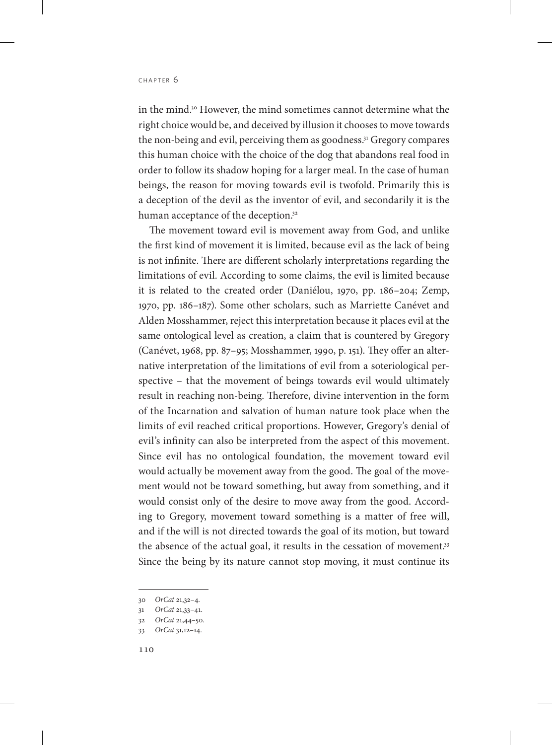in the mind.[30] However, the mind sometimes cannot determine what the right choice would be, and deceived by illusion it chooses to move towards the non-being and evil, perceiving them as goodness.[31] Gregory compares this human choice with the choice of the dog that abandons real food in order to follow its shadow hoping for a larger meal. In the case of human beings, the reason for moving towards evil is twofold. Primarily this is a deception of the devil as the inventor of evil, and secondarily it is the human acceptance of the deception.[32]

The movement toward evil is movement away from God, and unlike the first kind of movement it is limited, because evil as the lack of being is not infinite. There are different scholarly interpretations regarding the limitations of evil. According to some claims, the evil is limited because it is related to the created order (Daniélou, 1970, pp. 186–204; Zemp, 1970, pp. 186–187). Some other scholars, such as Marriette Canévet and Alden Mosshammer, reject this interpretation because it places evil at the same ontological level as creation, a claim that is countered by Gregory (Canévet, 1968, pp. 87–95; Mosshammer, 1990, p. 151). They offer an alternative interpretation of the limitations of evil from a soteriological perspective – that the movement of beings towards evil would ultimately result in reaching non-being. Therefore, divine intervention in the form of the Incarnation and salvation of human nature took place when the limits of evil reached critical proportions. However, Gregory's denial of evil's infinity can also be interpreted from the aspect of this movement. Since evil has no ontological foundation, the movement toward evil would actually be movement away from the good. The goal of the movement would not be toward something, but away from something, and it would consist only of the desire to move away from the good. According to Gregory, movement toward something is a matter of free will, and if the will is not directed towards the goal of its motion, but toward the absence of the actual goal, it results in the cessation of movement.[33] Since the being by its nature cannot stop moving, it must continue its

---

30 *OrCat* 21,32–4.

31 *OrCat* 21,33–41.

32 *OrCat* 21,44–50.

33 *OrCat* 31,12–14.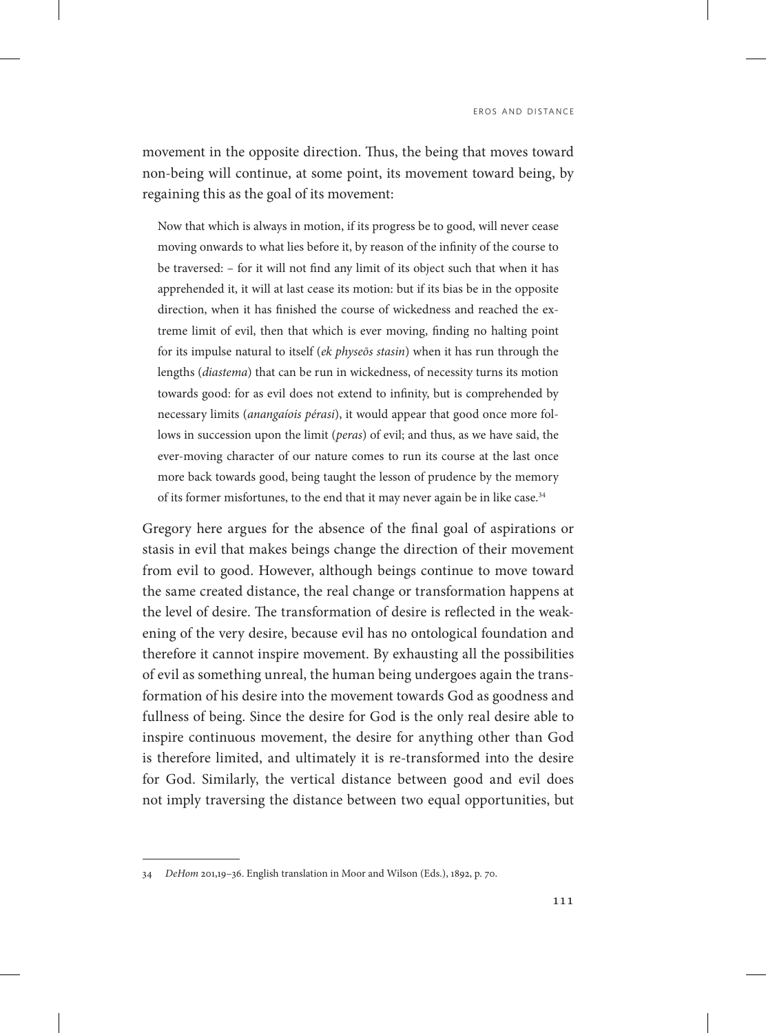movement in the opposite direction. Thus, the being that moves toward non-being will continue, at some point, its movement toward being, by regaining this as the goal of its movement:

> Now that which is always in motion, if its progress be to good, will never cease moving onwards to what lies before it, by reason of the infinity of the course to be traversed: – for it will not find any limit of its object such that when it has apprehended it, it will at last cease its motion: but if its bias be in the opposite direction, when it has finished the course of wickedness and reached the extreme limit of evil, then that which is ever moving, finding no halting point for its impulse natural to itself (*ek physeōs stasin*) when it has run through the lengths (*diastema*) that can be run in wickedness, of necessity turns its motion towards good: for as evil does not extend to infinity, but is comprehended by necessary limits (*anangaíois pérasi*), it would appear that good once more follows in succession upon the limit (*peras*) of evil; and thus, as we have said, the ever-moving character of our nature comes to run its course at the last once more back towards good, being taught the lesson of prudence by the memory of its former misfortunes, to the end that it may never again be in like case.[34]

Gregory here argues for the absence of the final goal of aspirations or stasis in evil that makes beings change the direction of their movement from evil to good. However, although beings continue to move toward the same created distance, the real change or transformation happens at the level of desire. The transformation of desire is reflected in the weakening of the very desire, because evil has no ontological foundation and therefore it cannot inspire movement. By exhausting all the possibilities of evil as something unreal, the human being undergoes again the transformation of his desire into the movement towards God as goodness and fullness of being. Since the desire for God is the only real desire able to inspire continuous movement, the desire for anything other than God is therefore limited, and ultimately it is re-transformed into the desire for God. Similarly, the vertical distance between good and evil does not imply traversing the distance between two equal opportunities, but

---

34 *DeHom* 201,19–36. English translation in Moor and Wilson (Eds.), 1892, p. 70.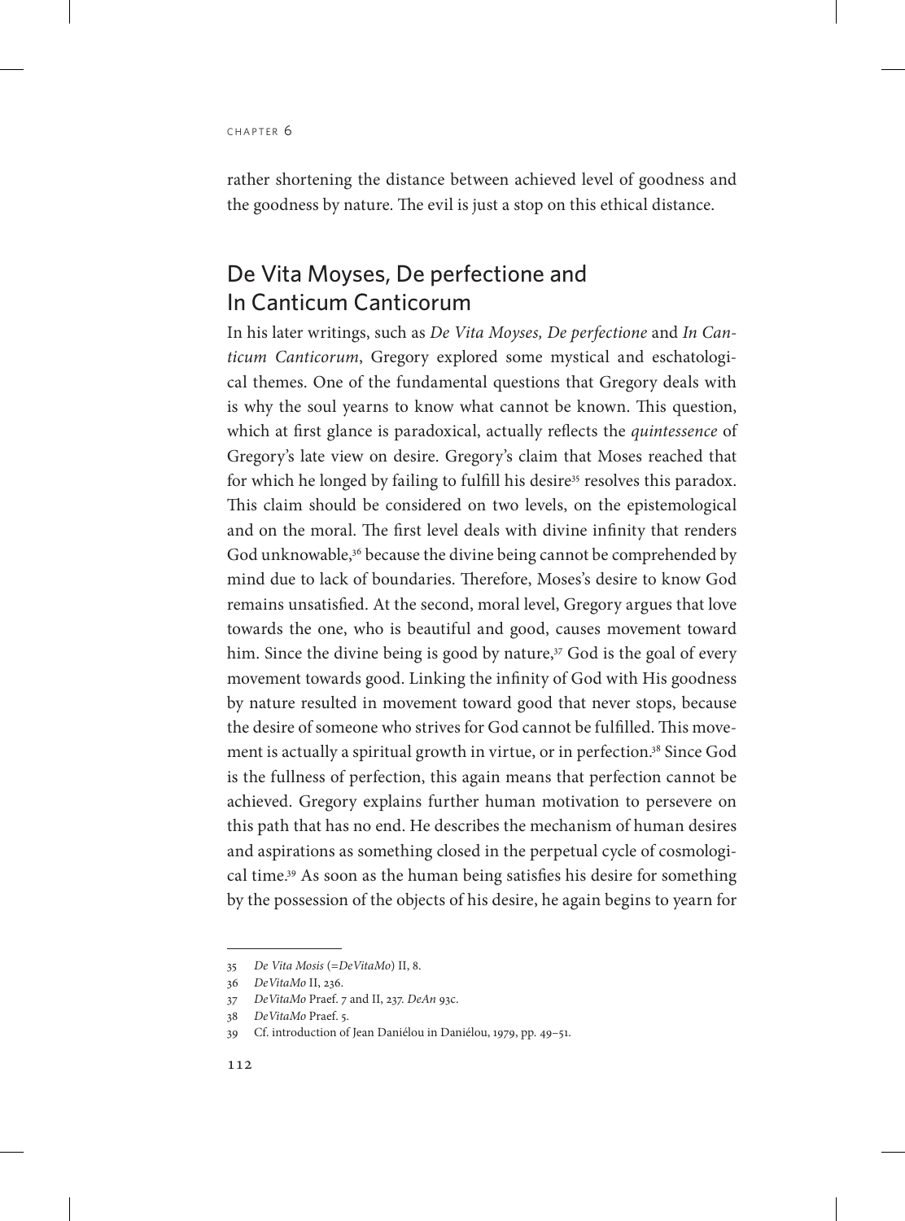rather shortening the distance between achieved level of goodness and the goodness by nature. The evil is just a stop on this ethical distance.

## De Vita Moyses, De perfectione and In Canticum Canticorum

In his later writings, such as *De Vita Moyses, De perfectione* and *In Canticum Canticorum*, Gregory explored some mystical and eschatological themes. One of the fundamental questions that Gregory deals with is why the soul yearns to know what cannot be known. This question, which at first glance is paradoxical, actually reflects the *quintessence* of Gregory's late view on desire. Gregory's claim that Moses reached that for which he longed by failing to fulfill his desire[35] resolves this paradox. This claim should be considered on two levels, on the epistemological and on the moral. The first level deals with divine infinity that renders God unknowable,[36] because the divine being cannot be comprehended by mind due to lack of boundaries. Therefore, Moses's desire to know God remains unsatisfied. At the second, moral level, Gregory argues that love towards the one, who is beautiful and good, causes movement toward him. Since the divine being is good by nature,[37] God is the goal of every movement towards good. Linking the infinity of God with His goodness by nature resulted in movement toward good that never stops, because the desire of someone who strives for God cannot be fulfilled. This movement is actually a spiritual growth in virtue, or in perfection.[38] Since God is the fullness of perfection, this again means that perfection cannot be achieved. Gregory explains further human motivation to persevere on this path that has no end. He describes the mechanism of human desires and aspirations as something closed in the perpetual cycle of cosmological time.[39] As soon as the human being satisfies his desire for something by the possession of the objects of his desire, he again begins to yearn for

---

35 *De Vita Mosis* (=*DeVitaMo*) II, 8.

36 *DeVitaMo* II, 236.

37 *DeVitaMo* Praef. 7 and II, 237. *DeAn* 93c.

38 *DeVitaMo* Praef. 5.

39 Cf. introduction of Jean Daniélou in Daniélou, 1979, pp. 49–51.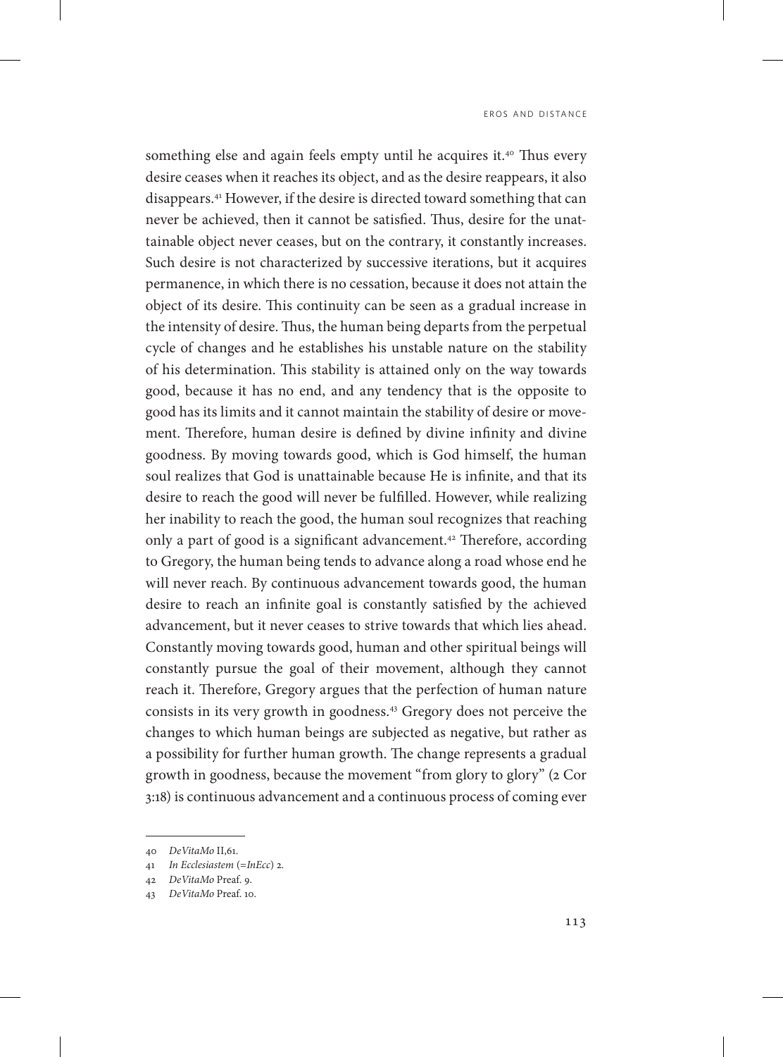something else and again feels empty until he acquires it.[40] Thus every desire ceases when it reaches its object, and as the desire reappears, it also disappears.[41] However, if the desire is directed toward something that can never be achieved, then it cannot be satisfied. Thus, desire for the unattainable object never ceases, but on the contrary, it constantly increases. Such desire is not characterized by successive iterations, but it acquires permanence, in which there is no cessation, because it does not attain the object of its desire. This continuity can be seen as a gradual increase in the intensity of desire. Thus, the human being departs from the perpetual cycle of changes and he establishes his unstable nature on the stability of his determination. This stability is attained only on the way towards good, because it has no end, and any tendency that is the opposite to good has its limits and it cannot maintain the stability of desire or movement. Therefore, human desire is defined by divine infinity and divine goodness. By moving towards good, which is God himself, the human soul realizes that God is unattainable because He is infinite, and that its desire to reach the good will never be fulfilled. However, while realizing her inability to reach the good, the human soul recognizes that reaching only a part of good is a significant advancement.[42] Therefore, according to Gregory, the human being tends to advance along a road whose end he will never reach. By continuous advancement towards good, the human desire to reach an infinite goal is constantly satisfied by the achieved advancement, but it never ceases to strive towards that which lies ahead. Constantly moving towards good, human and other spiritual beings will constantly pursue the goal of their movement, although they cannot reach it. Therefore, Gregory argues that the perfection of human nature consists in its very growth in goodness.[43] Gregory does not perceive the changes to which human beings are subjected as negative, but rather as a possibility for further human growth. The change represents a gradual growth in goodness, because the movement "from glory to glory" (2 Cor 3:18) is continuous advancement and a continuous process of coming ever

---

40 *DeVitaMo* II,61.

41 *In Ecclesiastem* (=*InEcc*) 2.

42 *DeVitaMo* Preaf. 9.

43 *DeVitaMo* Preaf. 10.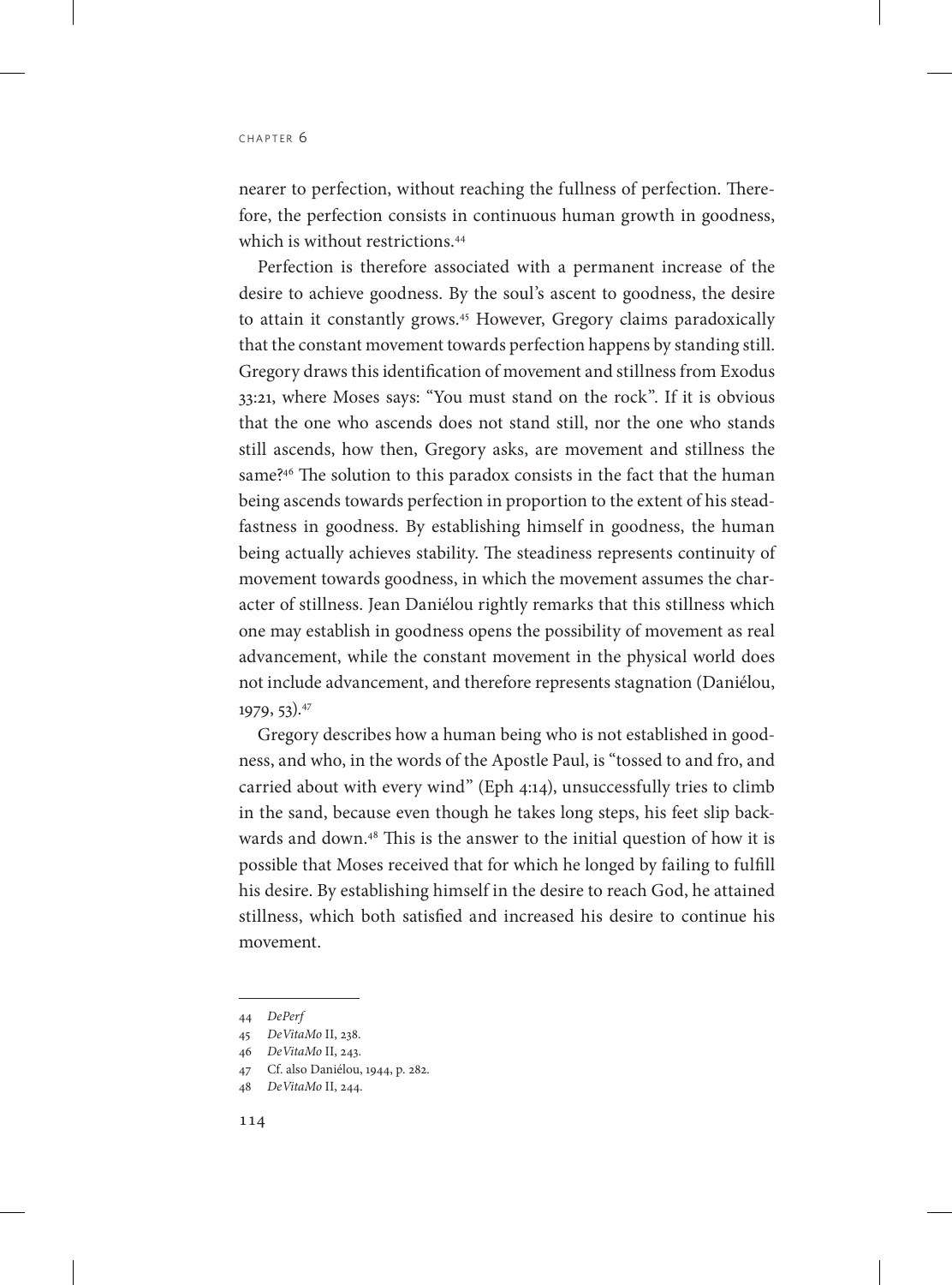nearer to perfection, without reaching the fullness of perfection. Therefore, the perfection consists in continuous human growth in goodness, which is without restrictions.[44]

Perfection is therefore associated with a permanent increase of the desire to achieve goodness. By the soul's ascent to goodness, the desire to attain it constantly grows.[45] However, Gregory claims paradoxically that the constant movement towards perfection happens by standing still. Gregory draws this identification of movement and stillness from Exodus 33:21, where Moses says: "You must stand on the rock". If it is obvious that the one who ascends does not stand still, nor the one who stands still ascends, how then, Gregory asks, are movement and stillness the same?[46] The solution to this paradox consists in the fact that the human being ascends towards perfection in proportion to the extent of his steadfastness in goodness. By establishing himself in goodness, the human being actually achieves stability. The steadiness represents continuity of movement towards goodness, in which the movement assumes the character of stillness. Jean Daniélou rightly remarks that this stillness which one may establish in goodness opens the possibility of movement as real advancement, while the constant movement in the physical world does not include advancement, and therefore represents stagnation (Daniélou, 1979, 53).[47]

Gregory describes how a human being who is not established in goodness, and who, in the words of the Apostle Paul, is "tossed to and fro, and carried about with every wind" (Eph 4:14), unsuccessfully tries to climb in the sand, because even though he takes long steps, his feet slip backwards and down.[48] This is the answer to the initial question of how it is possible that Moses received that for which he longed by failing to fulfill his desire. By establishing himself in the desire to reach God, he attained stillness, which both satisfied and increased his desire to continue his movement.

---

44 *DePerf*

45 *DeVitaMo* II, 238.

46 *DeVitaMo* II, 243.

47 Cf. also Daniélou, 1944, p. 282.

48 *DeVitaMo* II, 244.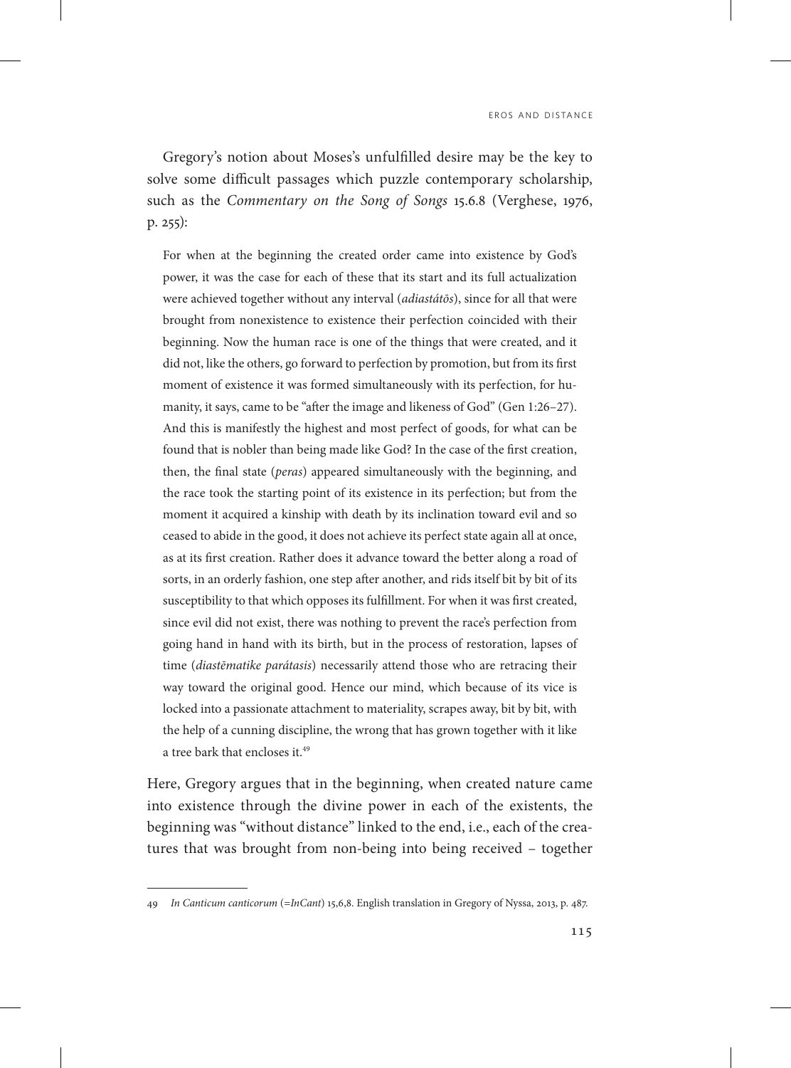Gregory's notion about Moses's unfulfilled desire may be the key to solve some difficult passages which puzzle contemporary scholarship, such as the *Commentary on the Song of Songs* 15.6.8 (Verghese, 1976, p. 255):

> For when at the beginning the created order came into existence by God's power, it was the case for each of these that its start and its full actualization were achieved together without any interval (*adiastátōs*), since for all that were brought from nonexistence to existence their perfection coincided with their beginning. Now the human race is one of the things that were created, and it did not, like the others, go forward to perfection by promotion, but from its first moment of existence it was formed simultaneously with its perfection, for humanity, it says, came to be "after the image and likeness of God" (Gen 1:26–27). And this is manifestly the highest and most perfect of goods, for what can be found that is nobler than being made like God? In the case of the first creation, then, the final state (*peras*) appeared simultaneously with the beginning, and the race took the starting point of its existence in its perfection; but from the moment it acquired a kinship with death by its inclination toward evil and so ceased to abide in the good, it does not achieve its perfect state again all at once, as at its first creation. Rather does it advance toward the better along a road of sorts, in an orderly fashion, one step after another, and rids itself bit by bit of its susceptibility to that which opposes its fulfillment. For when it was first created, since evil did not exist, there was nothing to prevent the race's perfection from going hand in hand with its birth, but in the process of restoration, lapses of time (*diastēmatike parátasis*) necessarily attend those who are retracing their way toward the original good. Hence our mind, which because of its vice is locked into a passionate attachment to materiality, scrapes away, bit by bit, with the help of a cunning discipline, the wrong that has grown together with it like a tree bark that encloses it.[49]

Here, Gregory argues that in the beginning, when created nature came into existence through the divine power in each of the existents, the beginning was "without distance" linked to the end, i.e., each of the creatures that was brought from non-being into being received – together

---

49 *In Canticum canticorum* (=*InCant*) 15,6,8. English translation in Gregory of Nyssa, 2013, p. 487.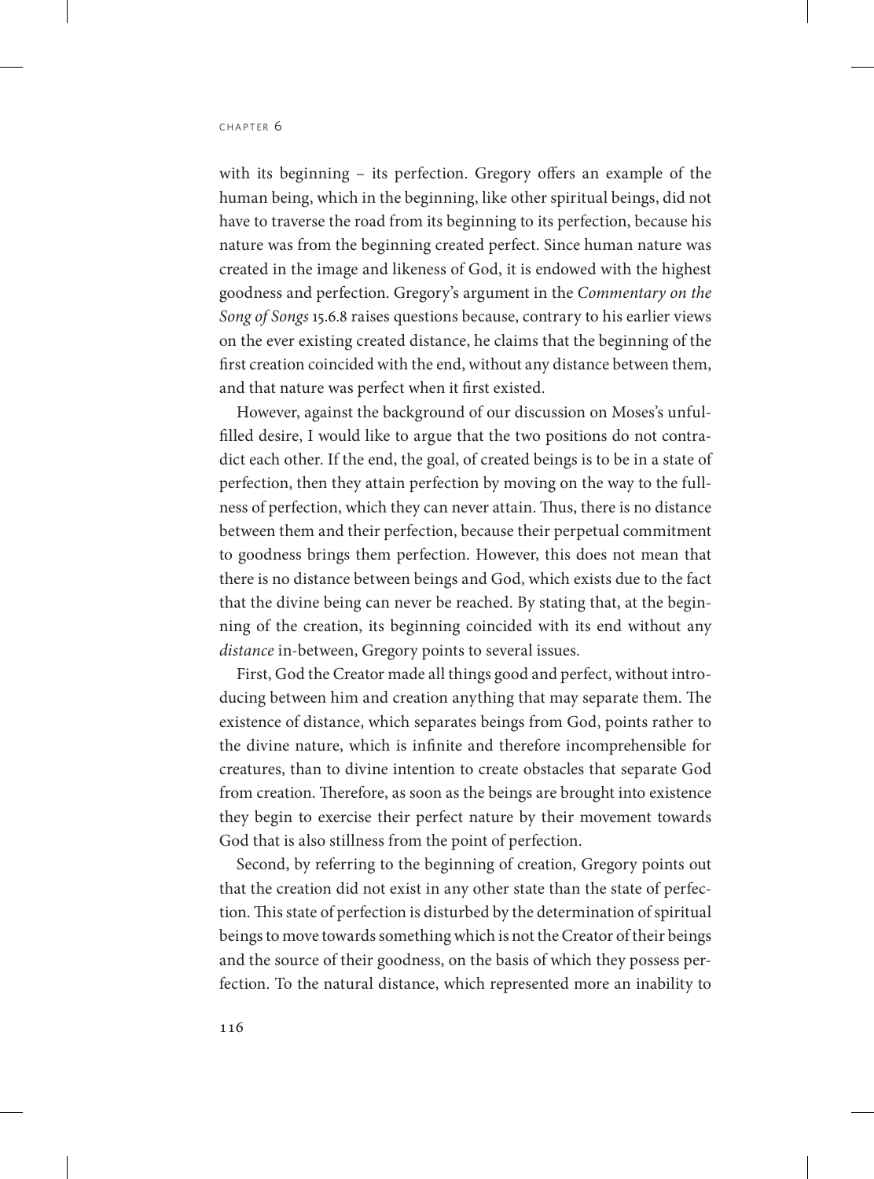with its beginning – its perfection. Gregory offers an example of the human being, which in the beginning, like other spiritual beings, did not have to traverse the road from its beginning to its perfection, because his nature was from the beginning created perfect. Since human nature was created in the image and likeness of God, it is endowed with the highest goodness and perfection. Gregory's argument in the *Commentary on the Song of Songs* 15.6.8 raises questions because, contrary to his earlier views on the ever existing created distance, he claims that the beginning of the first creation coincided with the end, without any distance between them, and that nature was perfect when it first existed.

However, against the background of our discussion on Moses's unfulfilled desire, I would like to argue that the two positions do not contradict each other. If the end, the goal, of created beings is to be in a state of perfection, then they attain perfection by moving on the way to the fullness of perfection, which they can never attain. Thus, there is no distance between them and their perfection, because their perpetual commitment to goodness brings them perfection. However, this does not mean that there is no distance between beings and God, which exists due to the fact that the divine being can never be reached. By stating that, at the beginning of the creation, its beginning coincided with its end without any *distance* in-between, Gregory points to several issues.

First, God the Creator made all things good and perfect, without introducing between him and creation anything that may separate them. The existence of distance, which separates beings from God, points rather to the divine nature, which is infinite and therefore incomprehensible for creatures, than to divine intention to create obstacles that separate God from creation. Therefore, as soon as the beings are brought into existence they begin to exercise their perfect nature by their movement towards God that is also stillness from the point of perfection.

Second, by referring to the beginning of creation, Gregory points out that the creation did not exist in any other state than the state of perfection. This state of perfection is disturbed by the determination of spiritual beings to move towards something which is not the Creator of their beings and the source of their goodness, on the basis of which they possess perfection. To the natural distance, which represented more an inability to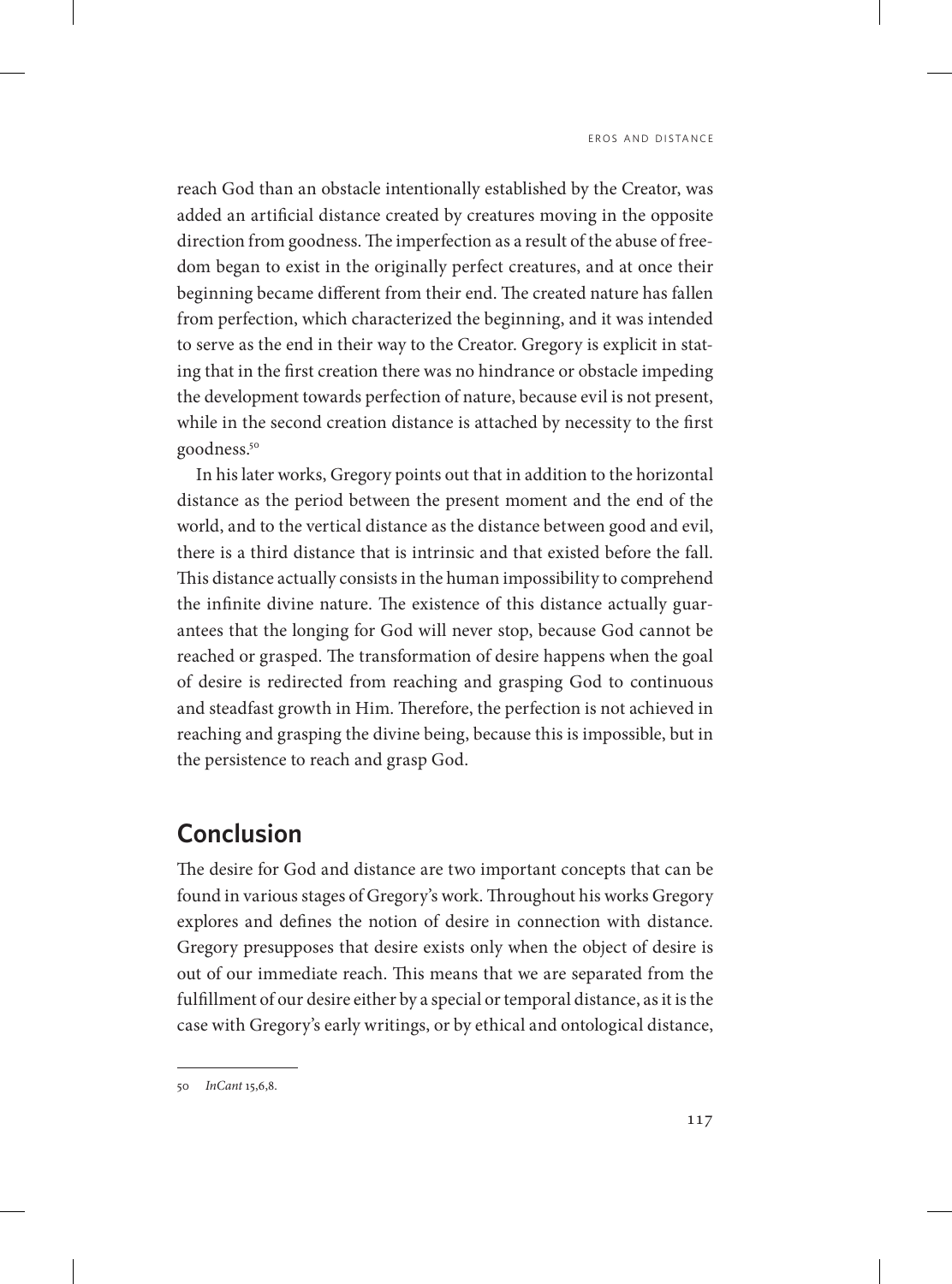reach God than an obstacle intentionally established by the Creator, was added an artificial distance created by creatures moving in the opposite direction from goodness. The imperfection as a result of the abuse of freedom began to exist in the originally perfect creatures, and at once their beginning became different from their end. The created nature has fallen from perfection, which characterized the beginning, and it was intended to serve as the end in their way to the Creator. Gregory is explicit in stating that in the first creation there was no hindrance or obstacle impeding the development towards perfection of nature, because evil is not present, while in the second creation distance is attached by necessity to the first goodness.[50]

In his later works, Gregory points out that in addition to the horizontal distance as the period between the present moment and the end of the world, and to the vertical distance as the distance between good and evil, there is a third distance that is intrinsic and that existed before the fall. This distance actually consists in the human impossibility to comprehend the infinite divine nature. The existence of this distance actually guarantees that the longing for God will never stop, because God cannot be reached or grasped. The transformation of desire happens when the goal of desire is redirected from reaching and grasping God to continuous and steadfast growth in Him. Therefore, the perfection is not achieved in reaching and grasping the divine being, because this is impossible, but in the persistence to reach and grasp God.

## Conclusion

The desire for God and distance are two important concepts that can be found in various stages of Gregory's work. Throughout his works Gregory explores and defines the notion of desire in connection with distance. Gregory presupposes that desire exists only when the object of desire is out of our immediate reach. This means that we are separated from the fulfillment of our desire either by a special or temporal distance, as it is the case with Gregory's early writings, or by ethical and ontological distance,

---

50 *InCant* 15,6,8.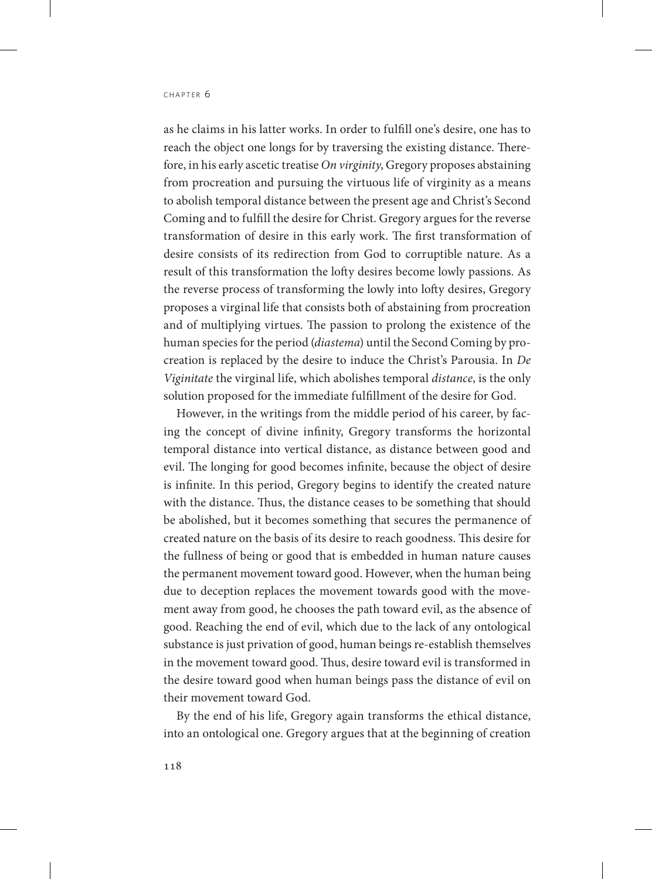as he claims in his latter works. In order to fulfill one's desire, one has to reach the object one longs for by traversing the existing distance. Therefore, in his early ascetic treatise *On virginity*, Gregory proposes abstaining from procreation and pursuing the virtuous life of virginity as a means to abolish temporal distance between the present age and Christ's Second Coming and to fulfill the desire for Christ. Gregory argues for the reverse transformation of desire in this early work. The first transformation of desire consists of its redirection from God to corruptible nature. As a result of this transformation the lofty desires become lowly passions. As the reverse process of transforming the lowly into lofty desires, Gregory proposes a virginal life that consists both of abstaining from procreation and of multiplying virtues. The passion to prolong the existence of the human species for the period (*diastema*) until the Second Coming by procreation is replaced by the desire to induce the Christ's Parousia. In *De Viginitate* the virginal life, which abolishes temporal *distance*, is the only solution proposed for the immediate fulfillment of the desire for God.

However, in the writings from the middle period of his career, by facing the concept of divine infinity, Gregory transforms the horizontal temporal distance into vertical distance, as distance between good and evil. The longing for good becomes infinite, because the object of desire is infinite. In this period, Gregory begins to identify the created nature with the distance. Thus, the distance ceases to be something that should be abolished, but it becomes something that secures the permanence of created nature on the basis of its desire to reach goodness. This desire for the fullness of being or good that is embedded in human nature causes the permanent movement toward good. However, when the human being due to deception replaces the movement towards good with the movement away from good, he chooses the path toward evil, as the absence of good. Reaching the end of evil, which due to the lack of any ontological substance is just privation of good, human beings re-establish themselves in the movement toward good. Thus, desire toward evil is transformed in the desire toward good when human beings pass the distance of evil on their movement toward God.

By the end of his life, Gregory again transforms the ethical distance, into an ontological one. Gregory argues that at the beginning of creation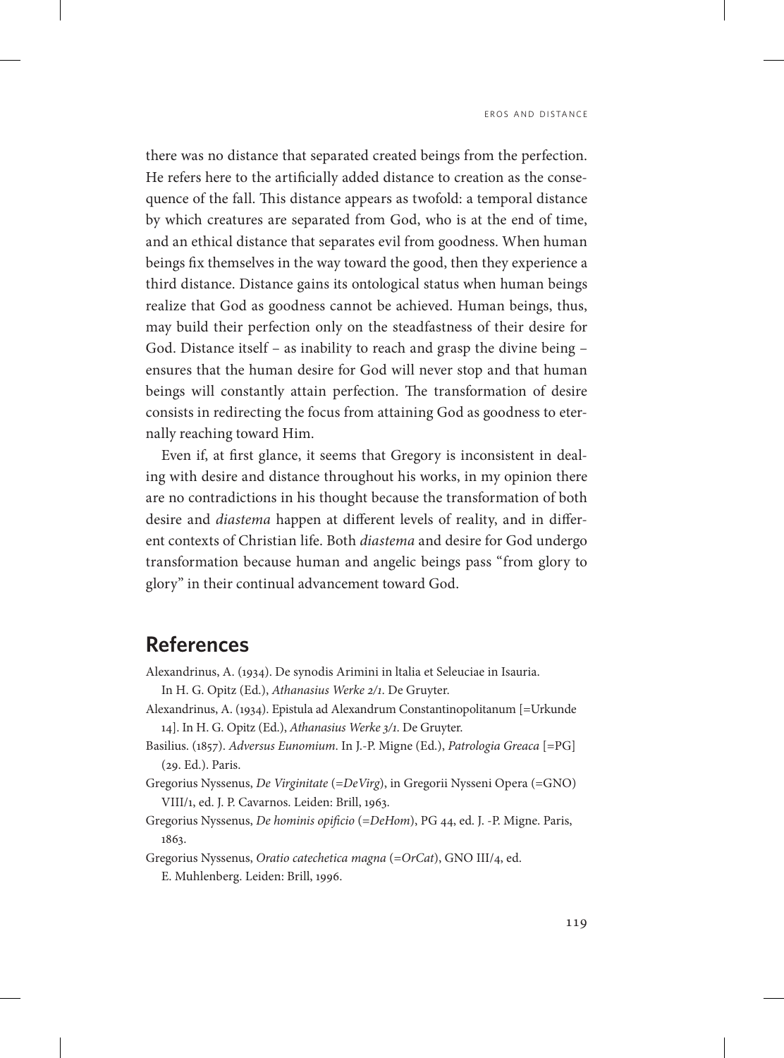there was no distance that separated created beings from the perfection. He refers here to the artificially added distance to creation as the consequence of the fall. This distance appears as twofold: a temporal distance by which creatures are separated from God, who is at the end of time, and an ethical distance that separates evil from goodness. When human beings fix themselves in the way toward the good, then they experience a third distance. Distance gains its ontological status when human beings realize that God as goodness cannot be achieved. Human beings, thus, may build their perfection only on the steadfastness of their desire for God. Distance itself – as inability to reach and grasp the divine being – ensures that the human desire for God will never stop and that human beings will constantly attain perfection. The transformation of desire consists in redirecting the focus from attaining God as goodness to eternally reaching toward Him.

Even if, at first glance, it seems that Gregory is inconsistent in dealing with desire and distance throughout his works, in my opinion there are no contradictions in his thought because the transformation of both desire and *diastema* happen at different levels of reality, and in different contexts of Christian life. Both *diastema* and desire for God undergo transformation because human and angelic beings pass "from glory to glory" in their continual advancement toward God.

## References

Alexandrinus, A. (1934). De synodis Arimini in ltalia et Seleuciae in Isauria. In H. G. Opitz (Ed.), *Athanasius Werke 2/1*. De Gruyter.

Alexandrinus, A. (1934). Epistula ad Alexandrum Constantinopolitanum [=Urkunde 14]. In H. G. Opitz (Ed.), *Athanasius Werke 3/1*. De Gruyter.

Basilius. (1857). *Adversus Eunomium*. In J.-P. Migne (Ed.), *Patrologia Greaca* [=PG] (29. Ed.). Paris.

Gregorius Nyssenus, *De Virginitate* (=*DeVirg*), in Gregorii Nysseni Opera (=GNO) VIII/1, ed. J. P. Cavarnos. Leiden: Brill, 1963.

Gregorius Nyssenus, *De hominis opificio* (=*DeHom*), PG 44, ed. J. -P. Migne. Paris, 1863.

Gregorius Nyssenus, *Oratio catechetica magna* (=*OrCat*), GNO III/4, ed. E. Muhlenberg. Leiden: Brill, 1996.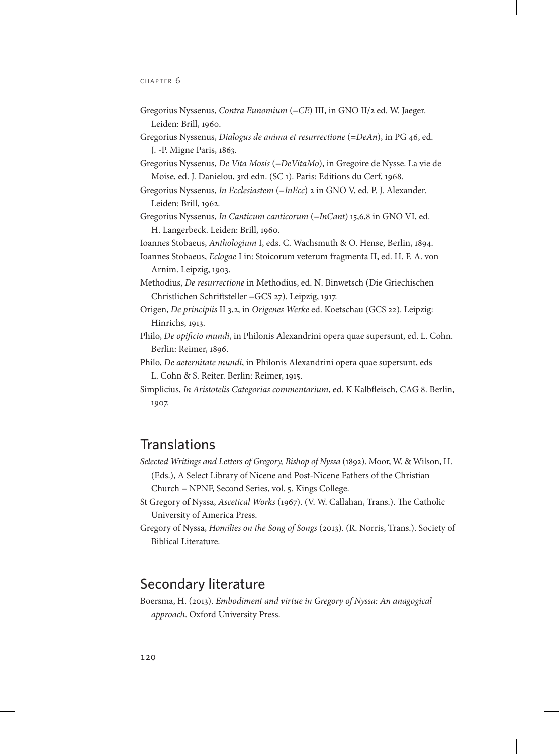Gregorius Nyssenus, *Contra Eunomium* (=*CE*) III, in GNO II/2 ed. W. Jaeger. Leiden: Brill, 1960.

Gregorius Nyssenus, *Dialogus de anima et resurrectione* (=*DeAn*), in PG 46, ed. J. -P. Migne Paris, 1863.

Gregorius Nyssenus, *De Vita Mosis* (=*DeVitaMo*), in Gregoire de Nysse. La vie de Moise, ed. J. Danielou, 3rd edn. (SC 1). Paris: Editions du Cerf, 1968.

Gregorius Nyssenus, *In Ecclesiastem* (=*InEcc*) 2 in GNO V, ed. P. J. Alexander. Leiden: Brill, 1962.

Gregorius Nyssenus, *In Canticum canticorum* (=*InCant*) 15,6,8 in GNO VI, ed. H. Langerbeck. Leiden: Brill, 1960.

Ioannes Stobaeus, *Anthologium* I, eds. C. Wachsmuth & O. Hense, Berlin, 1894.

Ioannes Stobaeus, *Eclogae* I in: Stoicorum veterum fragmenta II, ed. H. F. A. von Arnim. Leipzig, 1903.

Methodius, *De resurrectione* in Methodius, ed. N. Binwetsch (Die Griechischen Christlichen Schriftsteller =GCS 27). Leipzig, 1917.

Origen, *De principiis* II 3,2, in *Origenes Werke* ed. Koetschau (GCS 22). Leipzig: Hinrichs, 1913.

Philo, *De opificio mundi*, in Philonis Alexandrini opera quae supersunt, ed. L. Cohn. Berlin: Reimer, 1896.

Philo, *De aeternitate mundi*, in Philonis Alexandrini opera quae supersunt, eds L. Cohn & S. Reiter. Berlin: Reimer, 1915.

Simplicius, *In Aristotelis Categorias commentarium*, ed. K Kalbfleisch, CAG 8. Berlin, 1907.

## Translations

*Selected Writings and Letters of Gregory, Bishop of Nyssa* (1892). Moor, W. & Wilson, H. (Eds.), A Select Library of Nicene and Post-Nicene Fathers of the Christian Church = NPNF, Second Series, vol. 5. Kings College.

St Gregory of Nyssa, *Ascetical Works* (1967). (V. W. Callahan, Trans.). The Catholic University of America Press.

Gregory of Nyssa, *Homilies on the Song of Songs* (2013). (R. Norris, Trans.). Society of Biblical Literature.

## Secondary literature

Boersma, H. (2013). *Embodiment and virtue in Gregory of Nyssa: An anagogical approach*. Oxford University Press.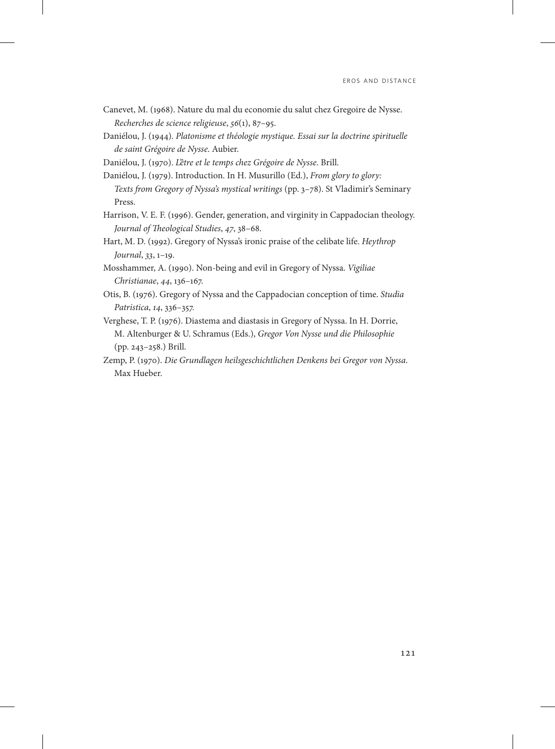Canevet, M. (1968). Nature du mal du economie du salut chez Gregoire de Nysse. *Recherches de science religieuse*, *56*(1), 87–95.

Daniélou, J. (1944). *Platonisme et théologie mystique. Essai sur la doctrine spirituelle de saint Grégoire de Nysse*. Aubier.

Daniélou, J. (1970). *L'être et le temps chez Grégoire de Nysse*. Brill.

Daniélou, J. (1979). Introduction. In H. Musurillo (Ed.), *From glory to glory: Texts from Gregory of Nyssa's mystical writings* (pp. 3–78). St Vladimir's Seminary Press.

Harrison, V. E. F. (1996). Gender, generation, and virginity in Cappadocian theology. *Journal of Theological Studies*, *47*, 38–68.

Hart, M. D. (1992). Gregory of Nyssa's ironic praise of the celibate life. *Heythrop Journal*, *33*, 1–19.

Mosshammer, A. (1990). Non-being and evil in Gregory of Nyssa. *Vigiliae Christianae*, *44*, 136–167.

Otis, B. (1976). Gregory of Nyssa and the Cappadocian conception of time. *Studia Patristica*, *14*, 336–357.

Verghese, T. P. (1976). Diastema and diastasis in Gregory of Nyssa. In H. Dorrie, M. Altenburger & U. Schramus (Eds.), *Gregor Von Nysse und die Philosophie* (pp. 243–258.) Brill.

Zemp, P. (1970). *Die Grundlagen heilsgeschichtlichen Denkens bei Gregor von Nyssa*. Max Hueber.